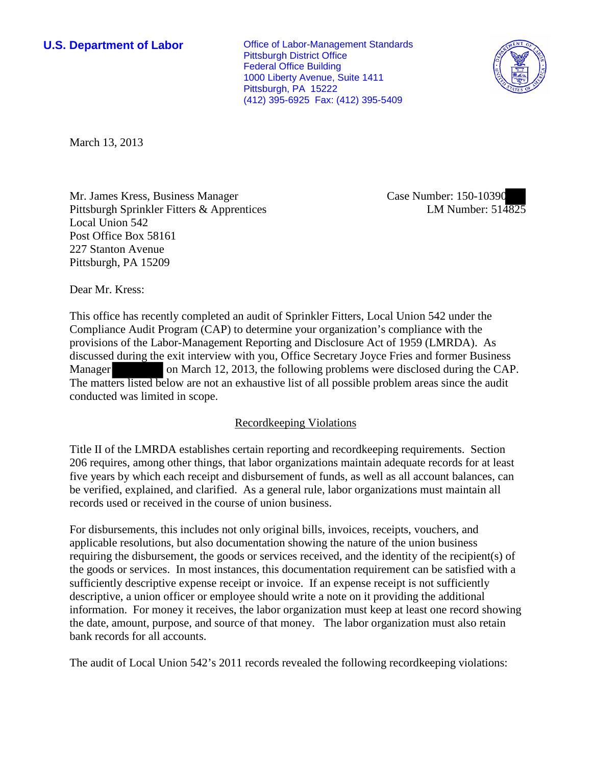**U.S. Department of Labor**

Office of Labor-Management Standards
Pittsburgh District Office
Federal Office Building
1000 Liberty Avenue, Suite 1411
Pittsburgh, PA 15222
(412) 395-6925 Fax: (412) 395-5409

March 13, 2013

Mr. James Kress, Business Manager
Pittsburgh Sprinkler Fitters & Apprentices
Local Union 542
Post Office Box 58161
227 Stanton Avenue
Pittsburgh, PA 15209

Case Number: 150-10390
LM Number: 514825

Dear Mr. Kress:

This office has recently completed an audit of Sprinkler Fitters, Local Union 542 under the Compliance Audit Program (CAP) to determine your organization's compliance with the provisions of the Labor-Management Reporting and Disclosure Act of 1959 (LMRDA). As discussed during the exit interview with you, Office Secretary Joyce Fries and former Business Manager [redacted] on March 12, 2013, the following problems were disclosed during the CAP. The matters listed below are not an exhaustive list of all possible problem areas since the audit conducted was limited in scope.

## Recordkeeping Violations

Title II of the LMRDA establishes certain reporting and recordkeeping requirements. Section 206 requires, among other things, that labor organizations maintain adequate records for at least five years by which each receipt and disbursement of funds, as well as all account balances, can be verified, explained, and clarified. As a general rule, labor organizations must maintain all records used or received in the course of union business.

For disbursements, this includes not only original bills, invoices, receipts, vouchers, and applicable resolutions, but also documentation showing the nature of the union business requiring the disbursement, the goods or services received, and the identity of the recipient(s) of the goods or services. In most instances, this documentation requirement can be satisfied with a sufficiently descriptive expense receipt or invoice. If an expense receipt is not sufficiently descriptive, a union officer or employee should write a note on it providing the additional information. For money it receives, the labor organization must keep at least one record showing the date, amount, purpose, and source of that money. The labor organization must also retain bank records for all accounts.

The audit of Local Union 542's 2011 records revealed the following recordkeeping violations: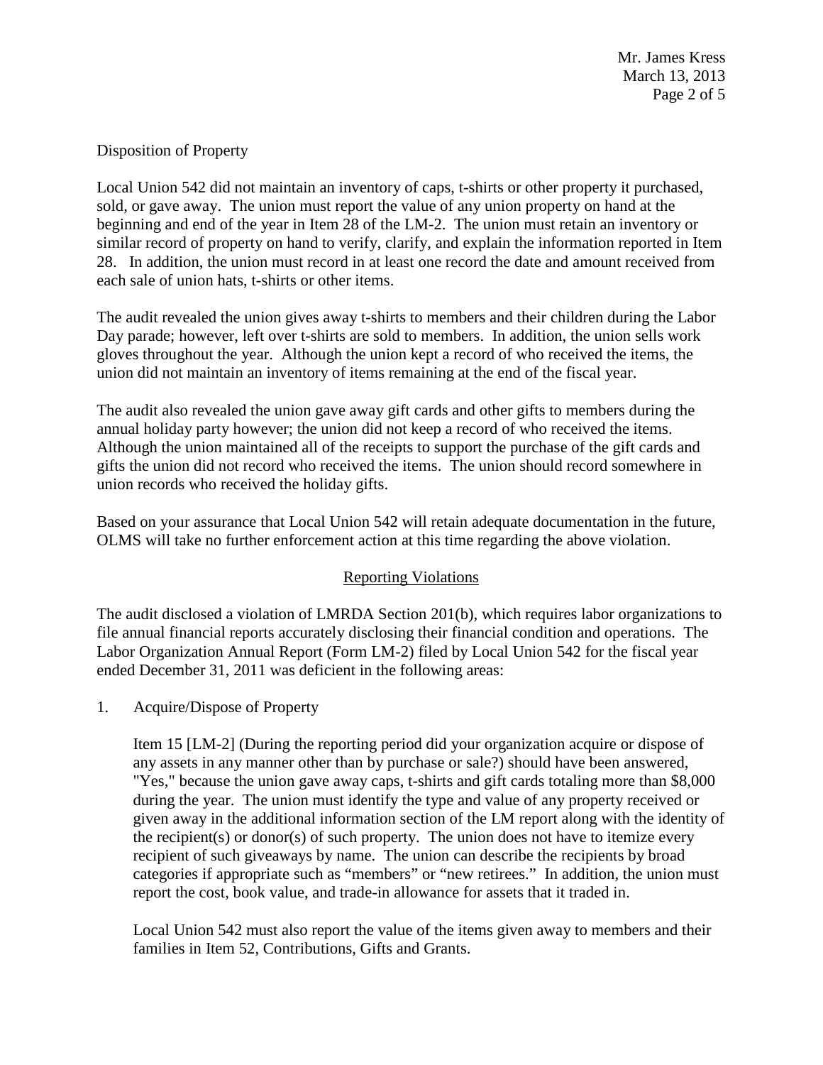Disposition of Property

Local Union 542 did not maintain an inventory of caps, t-shirts or other property it purchased, sold, or gave away. The union must report the value of any union property on hand at the beginning and end of the year in Item 28 of the LM-2. The union must retain an inventory or similar record of property on hand to verify, clarify, and explain the information reported in Item 28. In addition, the union must record in at least one record the date and amount received from each sale of union hats, t-shirts or other items.

The audit revealed the union gives away t-shirts to members and their children during the Labor Day parade; however, left over t-shirts are sold to members. In addition, the union sells work gloves throughout the year. Although the union kept a record of who received the items, the union did not maintain an inventory of items remaining at the end of the fiscal year.

The audit also revealed the union gave away gift cards and other gifts to members during the annual holiday party however; the union did not keep a record of who received the items. Although the union maintained all of the receipts to support the purchase of the gift cards and gifts the union did not record who received the items. The union should record somewhere in union records who received the holiday gifts.

Based on your assurance that Local Union 542 will retain adequate documentation in the future, OLMS will take no further enforcement action at this time regarding the above violation.

## Reporting Violations

The audit disclosed a violation of LMRDA Section 201(b), which requires labor organizations to file annual financial reports accurately disclosing their financial condition and operations. The Labor Organization Annual Report (Form LM-2) filed by Local Union 542 for the fiscal year ended December 31, 2011 was deficient in the following areas:

1. Acquire/Dispose of Property

   Item 15 [LM-2] (During the reporting period did your organization acquire or dispose of any assets in any manner other than by purchase or sale?) should have been answered, "Yes," because the union gave away caps, t-shirts and gift cards totaling more than $8,000 during the year. The union must identify the type and value of any property received or given away in the additional information section of the LM report along with the identity of the recipient(s) or donor(s) of such property. The union does not have to itemize every recipient of such giveaways by name. The union can describe the recipients by broad categories if appropriate such as "members" or "new retirees." In addition, the union must report the cost, book value, and trade-in allowance for assets that it traded in.

   Local Union 542 must also report the value of the items given away to members and their families in Item 52, Contributions, Gifts and Grants.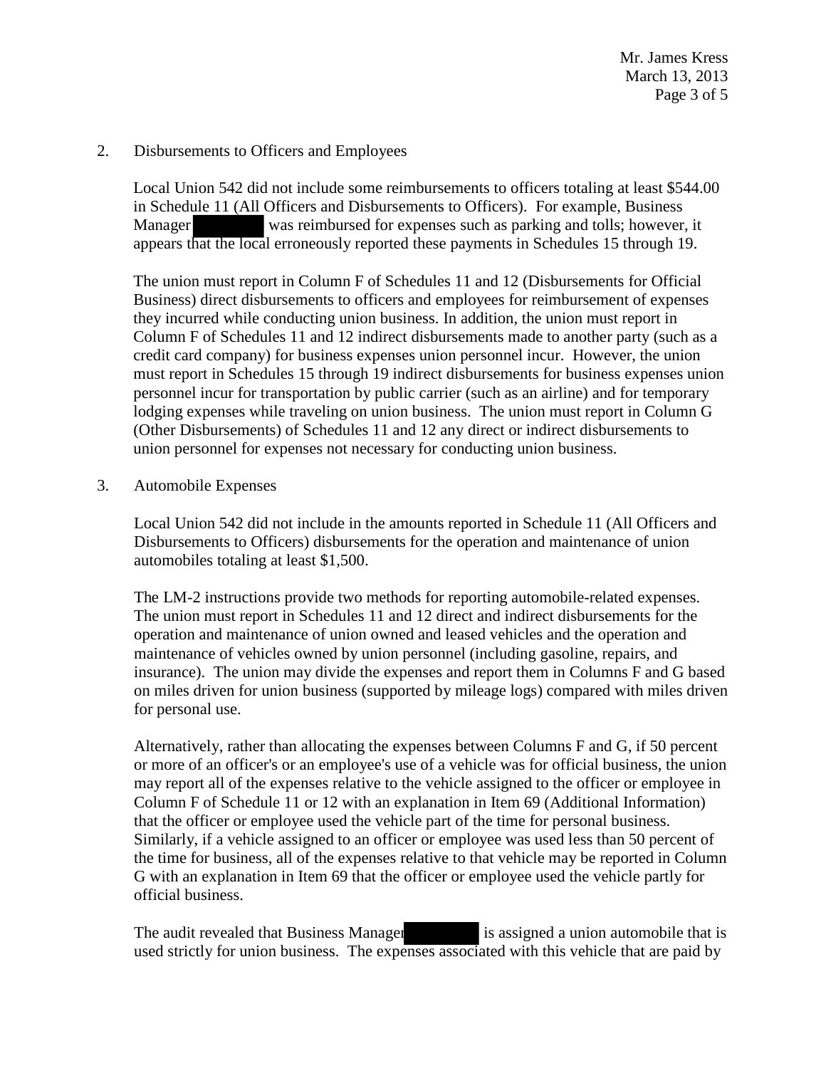2. Disbursements to Officers and Employees

   Local Union 542 did not include some reimbursements to officers totaling at least $544.00 in Schedule 11 (All Officers and Disbursements to Officers). For example, Business Manager [redacted] was reimbursed for expenses such as parking and tolls; however, it appears that the local erroneously reported these payments in Schedules 15 through 19.

   The union must report in Column F of Schedules 11 and 12 (Disbursements for Official Business) direct disbursements to officers and employees for reimbursement of expenses they incurred while conducting union business. In addition, the union must report in Column F of Schedules 11 and 12 indirect disbursements made to another party (such as a credit card company) for business expenses union personnel incur. However, the union must report in Schedules 15 through 19 indirect disbursements for business expenses union personnel incur for transportation by public carrier (such as an airline) and for temporary lodging expenses while traveling on union business. The union must report in Column G (Other Disbursements) of Schedules 11 and 12 any direct or indirect disbursements to union personnel for expenses not necessary for conducting union business.

3. Automobile Expenses

   Local Union 542 did not include in the amounts reported in Schedule 11 (All Officers and Disbursements to Officers) disbursements for the operation and maintenance of union automobiles totaling at least $1,500.

   The LM-2 instructions provide two methods for reporting automobile-related expenses. The union must report in Schedules 11 and 12 direct and indirect disbursements for the operation and maintenance of union owned and leased vehicles and the operation and maintenance of vehicles owned by union personnel (including gasoline, repairs, and insurance). The union may divide the expenses and report them in Columns F and G based on miles driven for union business (supported by mileage logs) compared with miles driven for personal use.

   Alternatively, rather than allocating the expenses between Columns F and G, if 50 percent or more of an officer's or an employee's use of a vehicle was for official business, the union may report all of the expenses relative to the vehicle assigned to the officer or employee in Column F of Schedule 11 or 12 with an explanation in Item 69 (Additional Information) that the officer or employee used the vehicle part of the time for personal business. Similarly, if a vehicle assigned to an officer or employee was used less than 50 percent of the time for business, all of the expenses relative to that vehicle may be reported in Column G with an explanation in Item 69 that the officer or employee used the vehicle partly for official business.

   The audit revealed that Business Manager [redacted] is assigned a union automobile that is used strictly for union business. The expenses associated with this vehicle that are paid by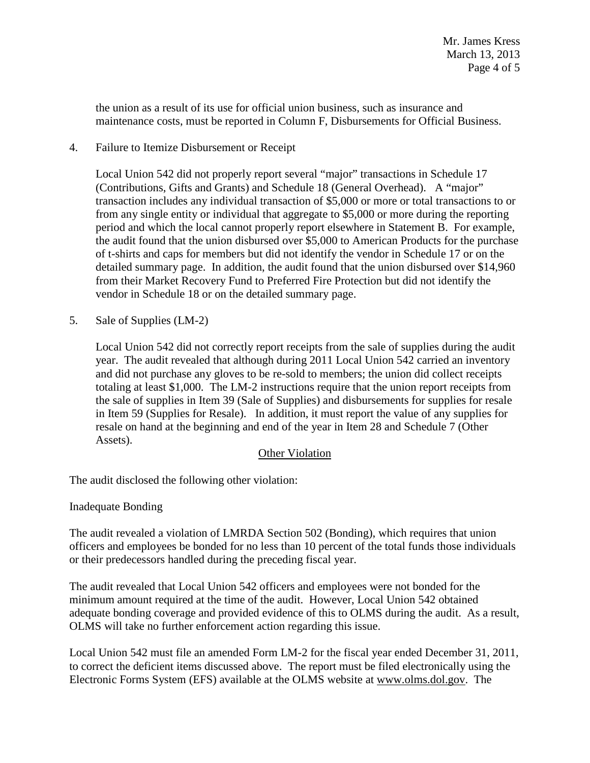the union as a result of its use for official union business, such as insurance and maintenance costs, must be reported in Column F, Disbursements for Official Business.

4. Failure to Itemize Disbursement or Receipt

   Local Union 542 did not properly report several "major" transactions in Schedule 17 (Contributions, Gifts and Grants) and Schedule 18 (General Overhead). A "major" transaction includes any individual transaction of $5,000 or more or total transactions to or from any single entity or individual that aggregate to $5,000 or more during the reporting period and which the local cannot properly report elsewhere in Statement B. For example, the audit found that the union disbursed over $5,000 to American Products for the purchase of t-shirts and caps for members but did not identify the vendor in Schedule 17 or on the detailed summary page. In addition, the audit found that the union disbursed over $14,960 from their Market Recovery Fund to Preferred Fire Protection but did not identify the vendor in Schedule 18 or on the detailed summary page.

5. Sale of Supplies (LM-2)

   Local Union 542 did not correctly report receipts from the sale of supplies during the audit year. The audit revealed that although during 2011 Local Union 542 carried an inventory and did not purchase any gloves to be re-sold to members; the union did collect receipts totaling at least $1,000. The LM-2 instructions require that the union report receipts from the sale of supplies in Item 39 (Sale of Supplies) and disbursements for supplies for resale in Item 59 (Supplies for Resale). In addition, it must report the value of any supplies for resale on hand at the beginning and end of the year in Item 28 and Schedule 7 (Other Assets).

<u>Other Violation</u>

The audit disclosed the following other violation:

Inadequate Bonding

The audit revealed a violation of LMRDA Section 502 (Bonding), which requires that union officers and employees be bonded for no less than 10 percent of the total funds those individuals or their predecessors handled during the preceding fiscal year.

The audit revealed that Local Union 542 officers and employees were not bonded for the minimum amount required at the time of the audit. However, Local Union 542 obtained adequate bonding coverage and provided evidence of this to OLMS during the audit. As a result, OLMS will take no further enforcement action regarding this issue.

Local Union 542 must file an amended Form LM-2 for the fiscal year ended December 31, 2011, to correct the deficient items discussed above. The report must be filed electronically using the Electronic Forms System (EFS) available at the OLMS website at www.olms.dol.gov. The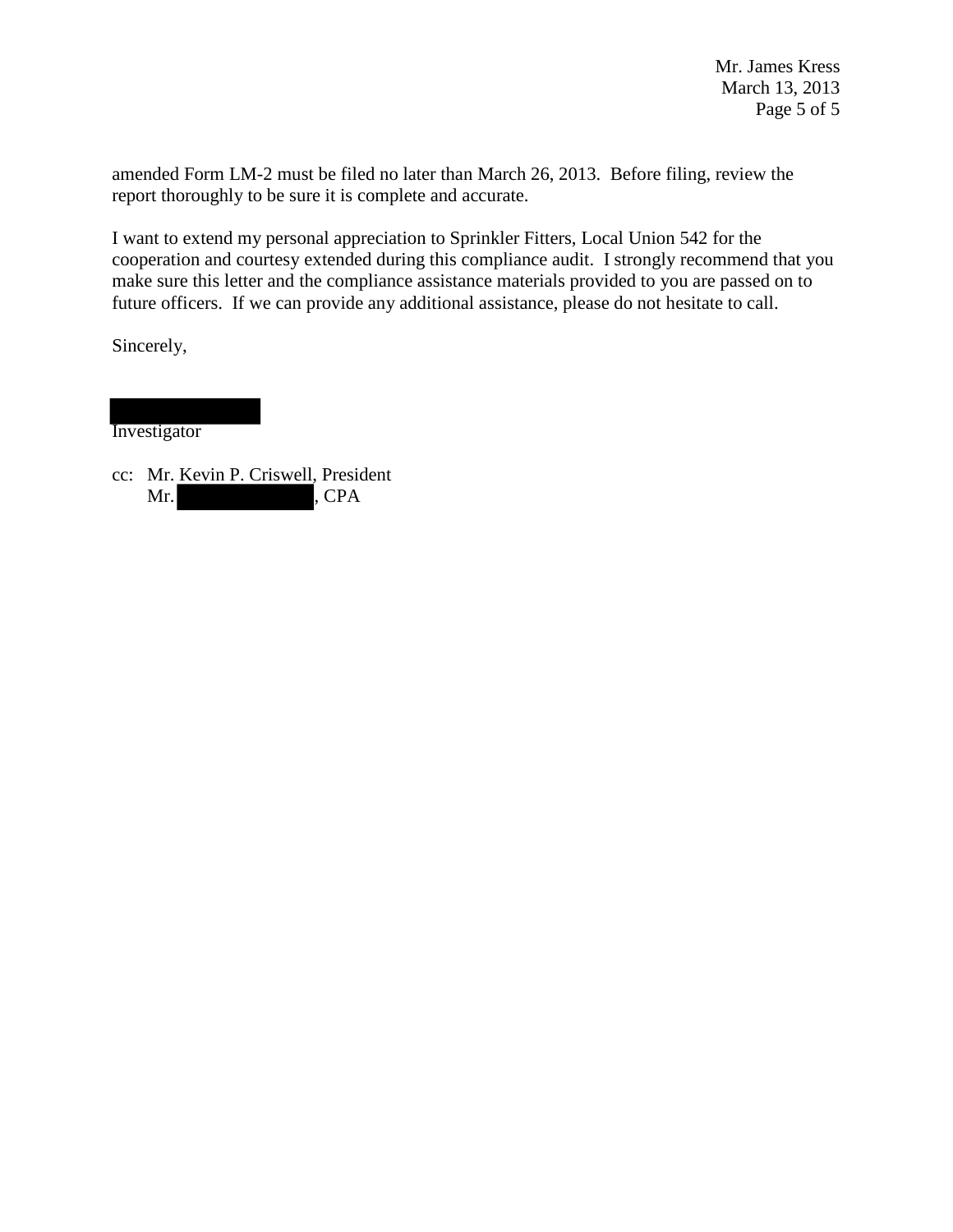amended Form LM-2 must be filed no later than March 26, 2013. Before filing, review the report thoroughly to be sure it is complete and accurate.

I want to extend my personal appreciation to Sprinkler Fitters, Local Union 542 for the cooperation and courtesy extended during this compliance audit. I strongly recommend that you make sure this letter and the compliance assistance materials provided to you are passed on to future officers. If we can provide any additional assistance, please do not hesitate to call.

Sincerely,

Investigator

cc: Mr. Kevin P. Criswell, President
Mr. , CPA